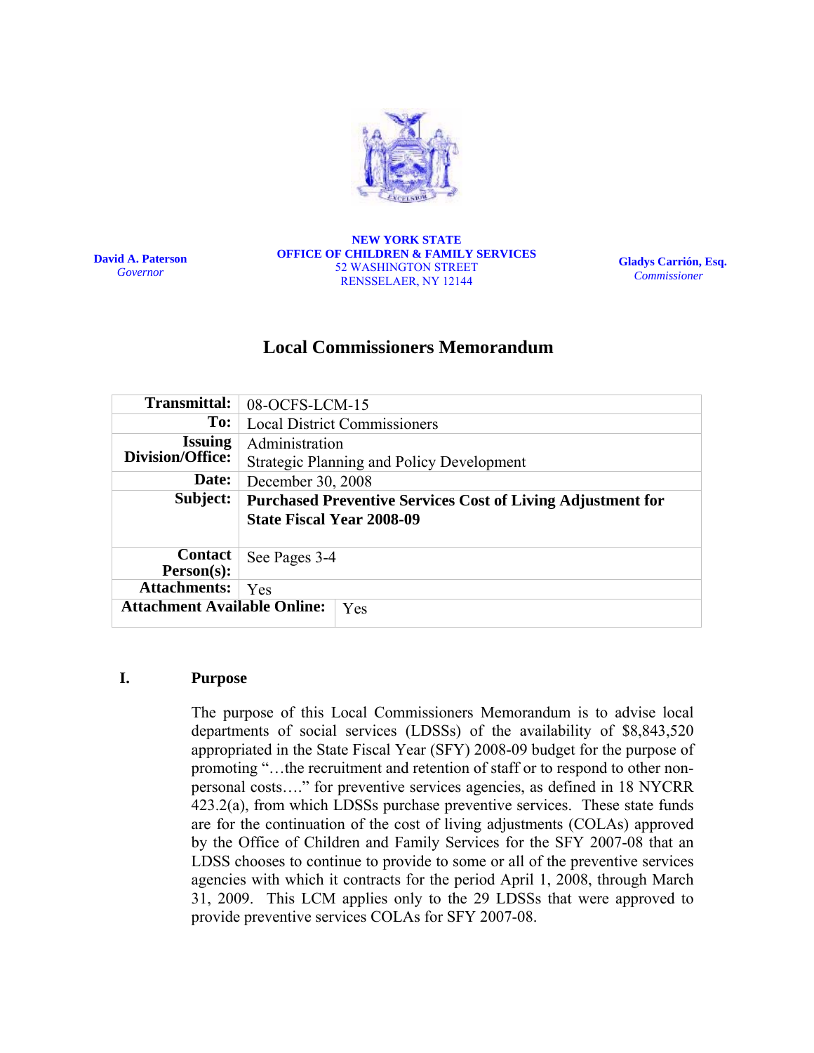David A. Paterson
*Governor*

**NEW YORK STATE**
**OFFICE OF CHILDREN & FAMILY SERVICES**
52 WASHINGTON STREET
RENSSELAER, NY 12144

**Gladys Carrión, Esq.**
*Commissioner*

# Local Commissioners Memorandum

| | |
|---|---|
| **Transmittal:** | 08-OCFS-LCM-15 |
| **To:** | Local District Commissioners |
| **Issuing Division/Office:** | Administration<br>Strategic Planning and Policy Development |
| **Date:** | December 30, 2008 |
| **Subject:** | **Purchased Preventive Services Cost of Living Adjustment for State Fiscal Year 2008-09** |
| **Contact Person(s):** | See Pages 3-4 |
| **Attachments:** | Yes |
| **Attachment Available Online:** | Yes |

## I. Purpose

The purpose of this Local Commissioners Memorandum is to advise local departments of social services (LDSSs) of the availability of $8,843,520 appropriated in the State Fiscal Year (SFY) 2008-09 budget for the purpose of promoting "…the recruitment and retention of staff or to respond to other non-personal costs…." for preventive services agencies, as defined in 18 NYCRR 423.2(a), from which LDSSs purchase preventive services. These state funds are for the continuation of the cost of living adjustments (COLAs) approved by the Office of Children and Family Services for the SFY 2007-08 that an LDSS chooses to continue to provide to some or all of the preventive services agencies with which it contracts for the period April 1, 2008, through March 31, 2009. This LCM applies only to the 29 LDSSs that were approved to provide preventive services COLAs for SFY 2007-08.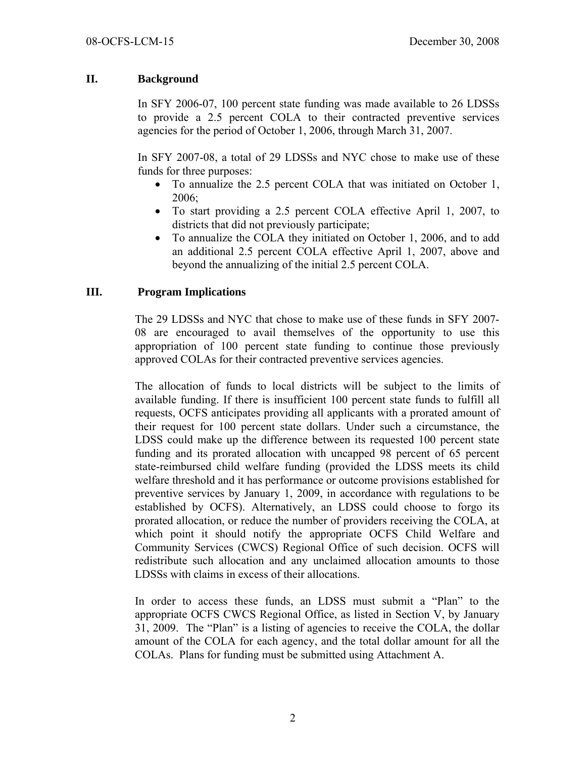## II. Background

In SFY 2006-07, 100 percent state funding was made available to 26 LDSSs to provide a 2.5 percent COLA to their contracted preventive services agencies for the period of October 1, 2006, through March 31, 2007.

In SFY 2007-08, a total of 29 LDSSs and NYC chose to make use of these funds for three purposes:

- To annualize the 2.5 percent COLA that was initiated on October 1, 2006;
- To start providing a 2.5 percent COLA effective April 1, 2007, to districts that did not previously participate;
- To annualize the COLA they initiated on October 1, 2006, and to add an additional 2.5 percent COLA effective April 1, 2007, above and beyond the annualizing of the initial 2.5 percent COLA.

## III. Program Implications

The 29 LDSSs and NYC that chose to make use of these funds in SFY 2007-08 are encouraged to avail themselves of the opportunity to use this appropriation of 100 percent state funding to continue those previously approved COLAs for their contracted preventive services agencies.

The allocation of funds to local districts will be subject to the limits of available funding. If there is insufficient 100 percent state funds to fulfill all requests, OCFS anticipates providing all applicants with a prorated amount of their request for 100 percent state dollars. Under such a circumstance, the LDSS could make up the difference between its requested 100 percent state funding and its prorated allocation with uncapped 98 percent of 65 percent state-reimbursed child welfare funding (provided the LDSS meets its child welfare threshold and it has performance or outcome provisions established for preventive services by January 1, 2009, in accordance with regulations to be established by OCFS). Alternatively, an LDSS could choose to forgo its prorated allocation, or reduce the number of providers receiving the COLA, at which point it should notify the appropriate OCFS Child Welfare and Community Services (CWCS) Regional Office of such decision. OCFS will redistribute such allocation and any unclaimed allocation amounts to those LDSSs with claims in excess of their allocations.

In order to access these funds, an LDSS must submit a "Plan" to the appropriate OCFS CWCS Regional Office, as listed in Section V, by January 31, 2009. The "Plan" is a listing of agencies to receive the COLA, the dollar amount of the COLA for each agency, and the total dollar amount for all the COLAs. Plans for funding must be submitted using Attachment A.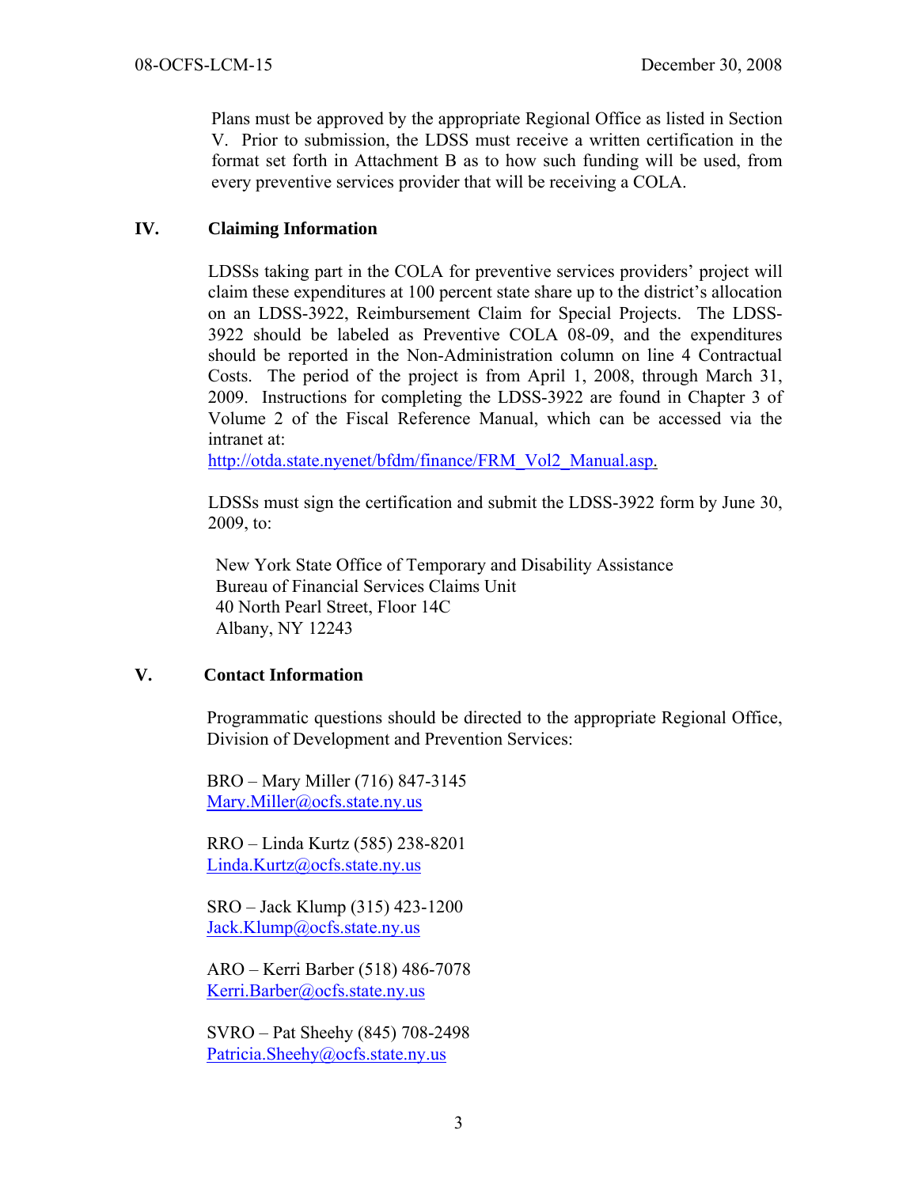Plans must be approved by the appropriate Regional Office as listed in Section V. Prior to submission, the LDSS must receive a written certification in the format set forth in Attachment B as to how such funding will be used, from every preventive services provider that will be receiving a COLA.

## IV. Claiming Information

LDSSs taking part in the COLA for preventive services providers' project will claim these expenditures at 100 percent state share up to the district's allocation on an LDSS-3922, Reimbursement Claim for Special Projects. The LDSS-3922 should be labeled as Preventive COLA 08-09, and the expenditures should be reported in the Non-Administration column on line 4 Contractual Costs. The period of the project is from April 1, 2008, through March 31, 2009. Instructions for completing the LDSS-3922 are found in Chapter 3 of Volume 2 of the Fiscal Reference Manual, which can be accessed via the intranet at:
http://otda.state.nyenet/bfdm/finance/FRM_Vol2_Manual.asp.

LDSSs must sign the certification and submit the LDSS-3922 form by June 30, 2009, to:

New York State Office of Temporary and Disability Assistance
Bureau of Financial Services Claims Unit
40 North Pearl Street, Floor 14C
Albany, NY 12243

## V. Contact Information

Programmatic questions should be directed to the appropriate Regional Office, Division of Development and Prevention Services:

BRO – Mary Miller (716) 847-3145
Mary.Miller@ocfs.state.ny.us

RRO – Linda Kurtz (585) 238-8201
Linda.Kurtz@ocfs.state.ny.us

SRO – Jack Klump (315) 423-1200
Jack.Klump@ocfs.state.ny.us

ARO – Kerri Barber (518) 486-7078
Kerri.Barber@ocfs.state.ny.us

SVRO – Pat Sheehy (845) 708-2498
Patricia.Sheehy@ocfs.state.ny.us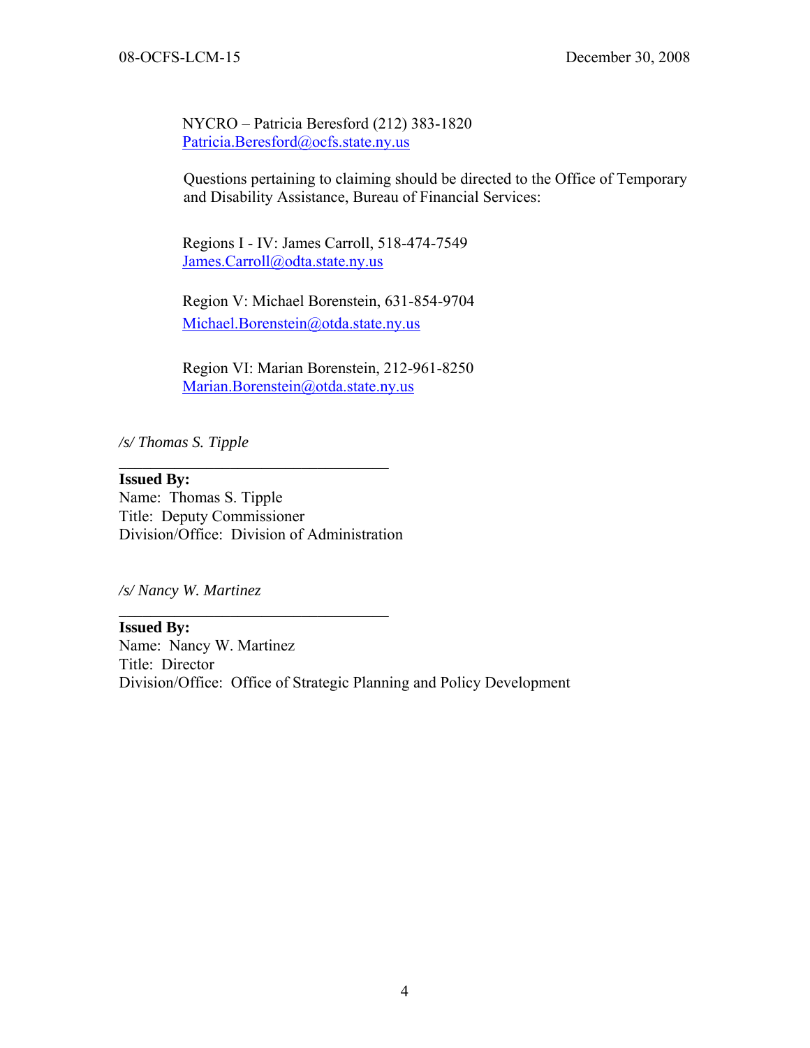NYCRO – Patricia Beresford (212) 383-1820
Patricia.Beresford@ocfs.state.ny.us

Questions pertaining to claiming should be directed to the Office of Temporary and Disability Assistance, Bureau of Financial Services:

Regions I - IV: James Carroll, 518-474-7549
James.Carroll@odta.state.ny.us

Region V: Michael Borenstein, 631-854-9704
Michael.Borenstein@otda.state.ny.us

Region VI: Marian Borenstein, 212-961-8250
Marian.Borenstein@otda.state.ny.us

*/s/ Thomas S. Tipple*

---

**Issued By:**
Name: Thomas S. Tipple
Title: Deputy Commissioner
Division/Office: Division of Administration

*/s/ Nancy W. Martinez*

---

**Issued By:**
Name: Nancy W. Martinez
Title: Director
Division/Office: Office of Strategic Planning and Policy Development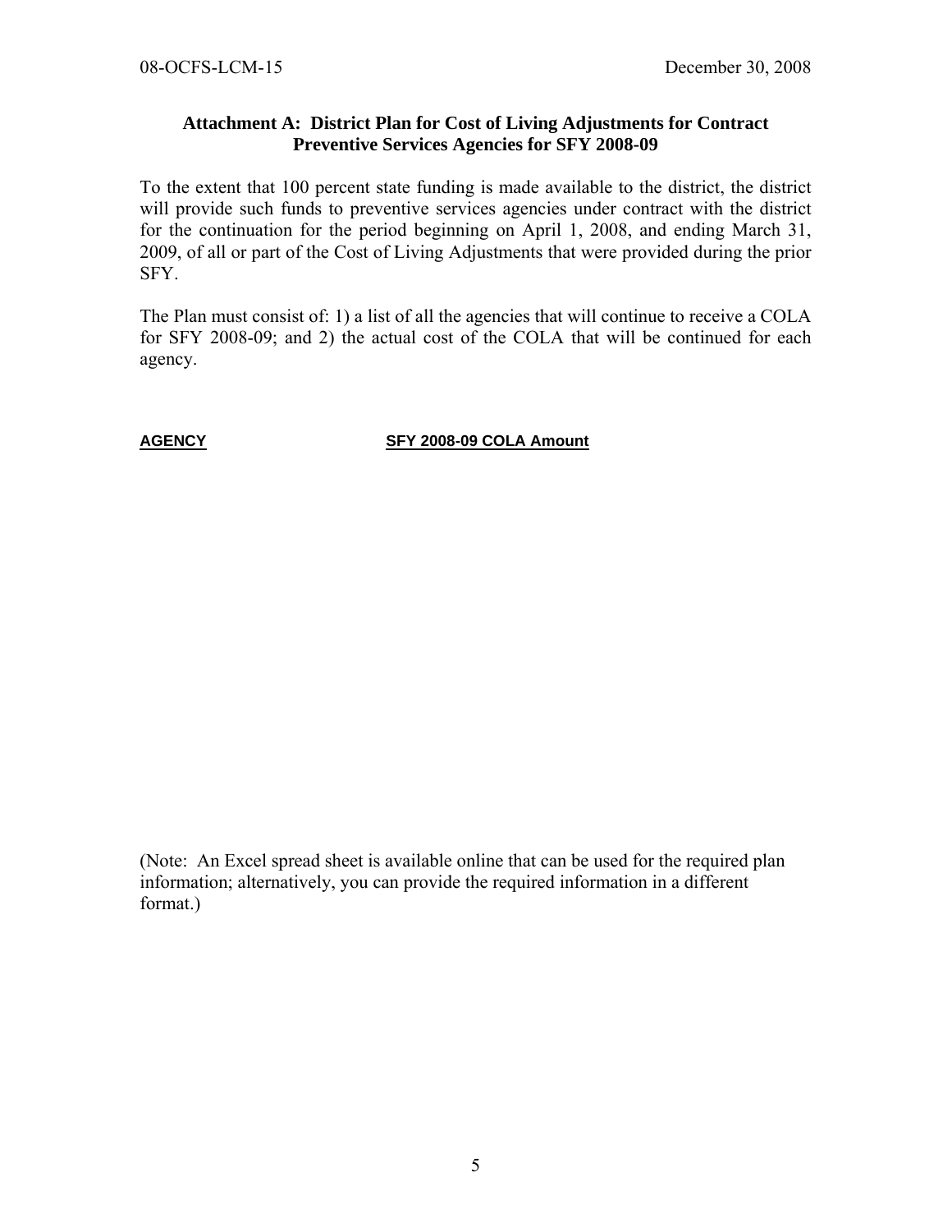### Attachment A: District Plan for Cost of Living Adjustments for Contract Preventive Services Agencies for SFY 2008-09

To the extent that 100 percent state funding is made available to the district, the district will provide such funds to preventive services agencies under contract with the district for the continuation for the period beginning on April 1, 2008, and ending March 31, 2009, of all or part of the Cost of Living Adjustments that were provided during the prior SFY.

The Plan must consist of: 1) a list of all the agencies that will continue to receive a COLA for SFY 2008-09; and 2) the actual cost of the COLA that will be continued for each agency.

| AGENCY | SFY 2008-09 COLA Amount |
|---|---|
| | |

(Note: An Excel spread sheet is available online that can be used for the required plan information; alternatively, you can provide the required information in a different format.)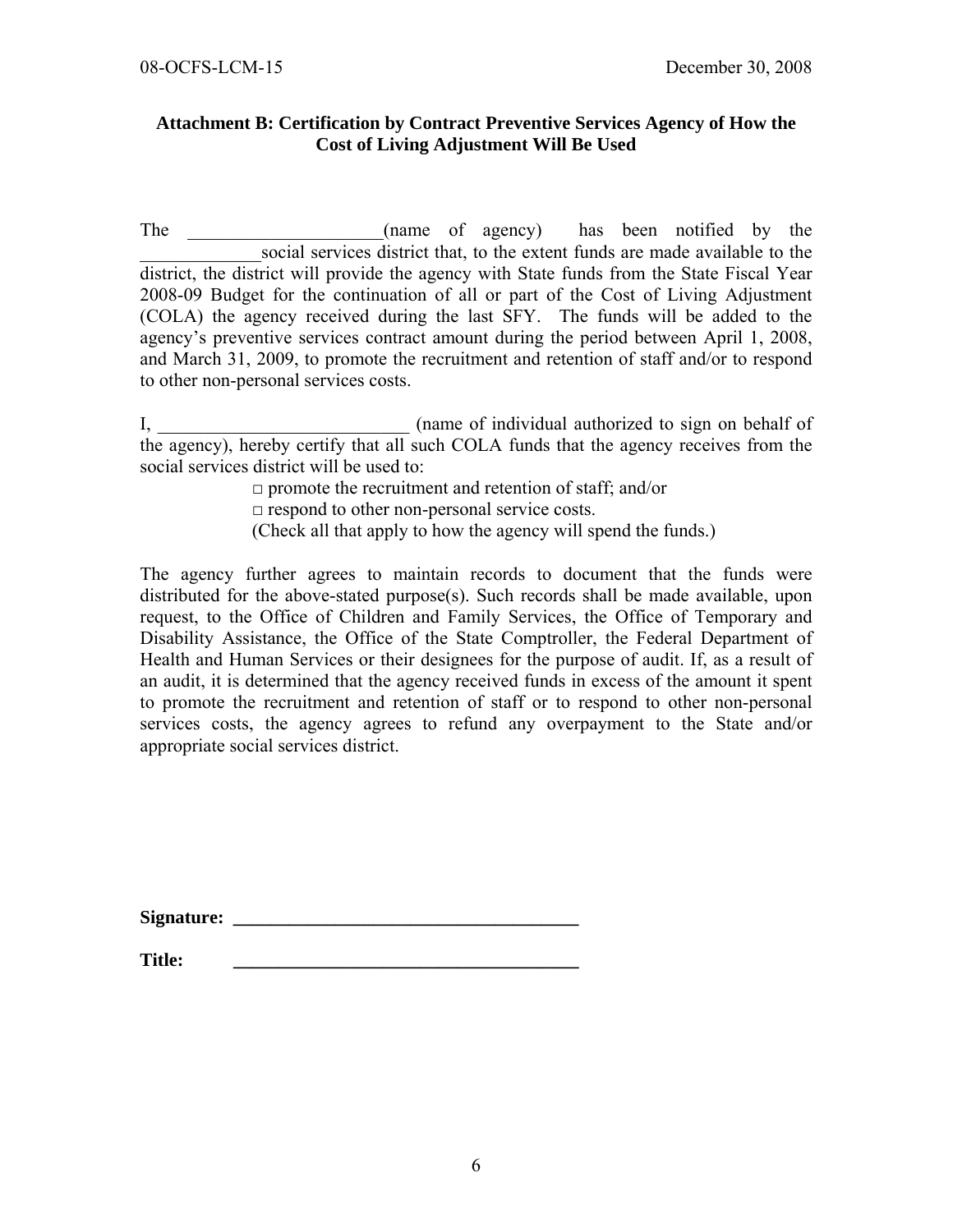**Attachment B: Certification by Contract Preventive Services Agency of How the Cost of Living Adjustment Will Be Used**

The _____________________(name of agency) has been notified by the _____________social services district that, to the extent funds are made available to the district, the district will provide the agency with State funds from the State Fiscal Year 2008-09 Budget for the continuation of all or part of the Cost of Living Adjustment (COLA) the agency received during the last SFY. The funds will be added to the agency's preventive services contract amount during the period between April 1, 2008, and March 31, 2009, to promote the recruitment and retention of staff and/or to respond to other non-personal services costs.

I, ___________________________ (name of individual authorized to sign on behalf of the agency), hereby certify that all such COLA funds that the agency receives from the social services district will be used to:

□ promote the recruitment and retention of staff; and/or
□ respond to other non-personal service costs.
(Check all that apply to how the agency will spend the funds.)

The agency further agrees to maintain records to document that the funds were distributed for the above-stated purpose(s). Such records shall be made available, upon request, to the Office of Children and Family Services, the Office of Temporary and Disability Assistance, the Office of the State Comptroller, the Federal Department of Health and Human Services or their designees for the purpose of audit. If, as a result of an audit, it is determined that the agency received funds in excess of the amount it spent to promote the recruitment and retention of staff or to respond to other non-personal services costs, the agency agrees to refund any overpayment to the State and/or appropriate social services district.

**Signature:** ______________________________________

**Title:** ______________________________________